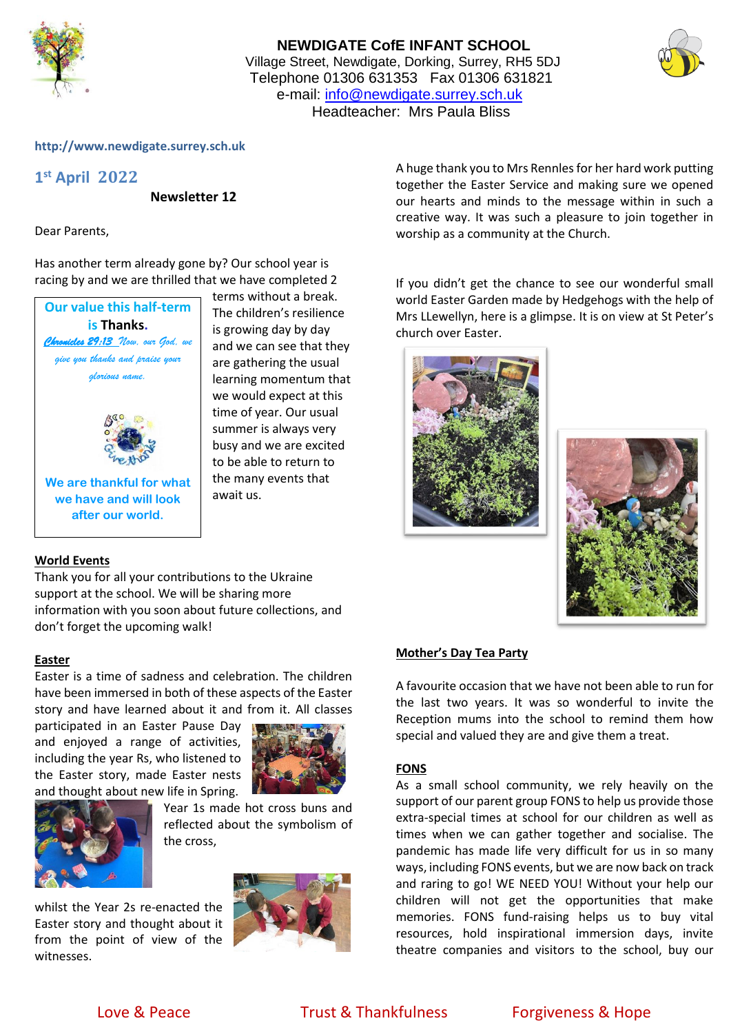**NEWDIGATE CofE INFANT SCHOOL**
Village Street, Newdigate, Dorking, Surrey, RH5 5DJ
Telephone 01306 631353 Fax 01306 631821
e-mail: info@newdigate.surrey.sch.uk
Headteacher: Mrs Paula Bliss

http://www.newdigate.surrey.sch.uk

## 1st April 2022

**Newsletter 12**

Dear Parents,

Has another term already gone by? Our school year is racing by and we are thrilled that we have completed 2 terms without a break. The children's resilience is growing day by day and we can see that they are gathering the usual learning momentum that we would expect at this time of year. Our usual summer is always very busy and we are excited to be able to return to the many events that await us.

> **Our value this half-term is Thanks.**
>
> *Chronicles 29:13 Now, our God, we give you thanks and praise your glorious name.*
>
> **We are thankful for what we have and will look after our world.**

**World Events**

Thank you for all your contributions to the Ukraine support at the school. We will be sharing more information with you soon about future collections, and don't forget the upcoming walk!

**Easter**

Easter is a time of sadness and celebration. The children have been immersed in both of these aspects of the Easter story and have learned about it and from it. All classes participated in an Easter Pause Day and enjoyed a range of activities, including the year Rs, who listened to the Easter story, made Easter nests and thought about new life in Spring.

Year 1s made hot cross buns and reflected about the symbolism of the cross,

whilst the Year 2s re-enacted the Easter story and thought about it from the point of view of the witnesses.

A huge thank you to Mrs Rennles for her hard work putting together the Easter Service and making sure we opened our hearts and minds to the message within in such a creative way. It was such a pleasure to join together in worship as a community at the Church.

If you didn't get the chance to see our wonderful small world Easter Garden made by Hedgehogs with the help of Mrs LLewellyn, here is a glimpse. It is on view at St Peter's church over Easter.

**Mother's Day Tea Party**

A favourite occasion that we have not been able to run for the last two years. It was so wonderful to invite the Reception mums into the school to remind them how special and valued they are and give them a treat.

**FONS**

As a small school community, we rely heavily on the support of our parent group FONS to help us provide those extra-special times at school for our children as well as times when we can gather together and socialise. The pandemic has made life very difficult for us in so many ways, including FONS events, but we are now back on track and raring to go! WE NEED YOU! Without your help our children will not get the opportunities that make memories. FONS fund-raising helps us to buy vital resources, hold inspirational immersion days, invite theatre companies and visitors to the school, buy our

Love & Peace Trust & Thankfulness Forgiveness & Hope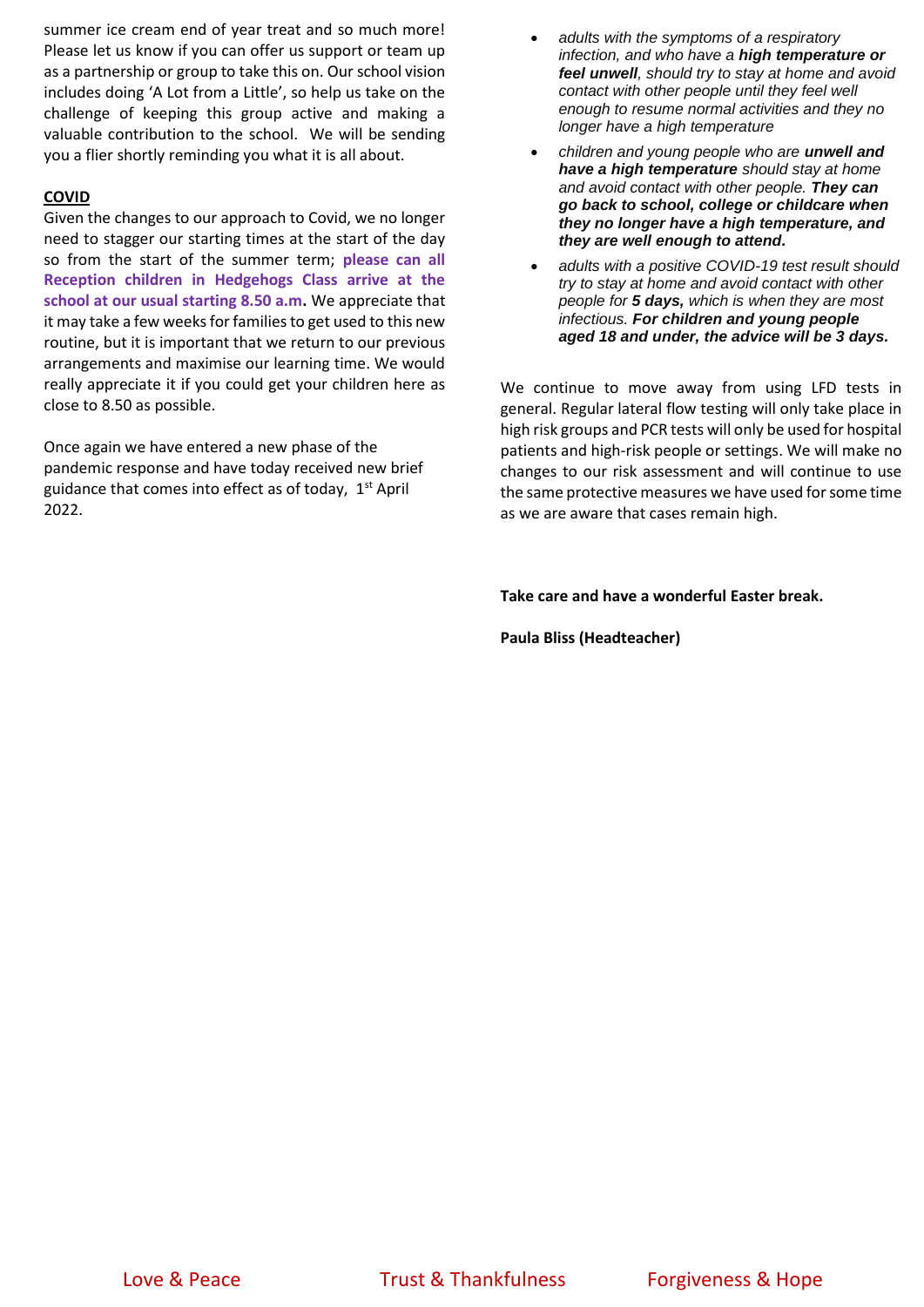summer ice cream end of year treat and so much more! Please let us know if you can offer us support or team up as a partnership or group to take this on. Our school vision includes doing 'A Lot from a Little', so help us take on the challenge of keeping this group active and making a valuable contribution to the school. We will be sending you a flier shortly reminding you what it is all about.

**COVID**

Given the changes to our approach to Covid, we no longer need to stagger our starting times at the start of the day so from the start of the summer term; **please can all Reception children in Hedgehogs Class arrive at the school at our usual starting 8.50 a.m.** We appreciate that it may take a few weeks for families to get used to this new routine, but it is important that we return to our previous arrangements and maximise our learning time. We would really appreciate it if you could get your children here as close to 8.50 as possible.

Once again we have entered a new phase of the pandemic response and have today received new brief guidance that comes into effect as of today, 1st April 2022.

- *adults with the symptoms of a respiratory infection, and who have a **high temperature or feel unwell**, should try to stay at home and avoid contact with other people until they feel well enough to resume normal activities and they no longer have a high temperature*
- *children and young people who are **unwell and have a high temperature** should stay at home and avoid contact with other people. **They can go back to school, college or childcare when they no longer have a high temperature, and they are well enough to attend.***
- *adults with a positive COVID-19 test result should try to stay at home and avoid contact with other people for **5 days,** which is when they are most infectious. **For children and young people aged 18 and under, the advice will be 3 days.***

We continue to move away from using LFD tests in general. Regular lateral flow testing will only take place in high risk groups and PCR tests will only be used for hospital patients and high-risk people or settings. We will make no changes to our risk assessment and will continue to use the same protective measures we have used for some time as we are aware that cases remain high.

**Take care and have a wonderful Easter break.**

**Paula Bliss (Headteacher)**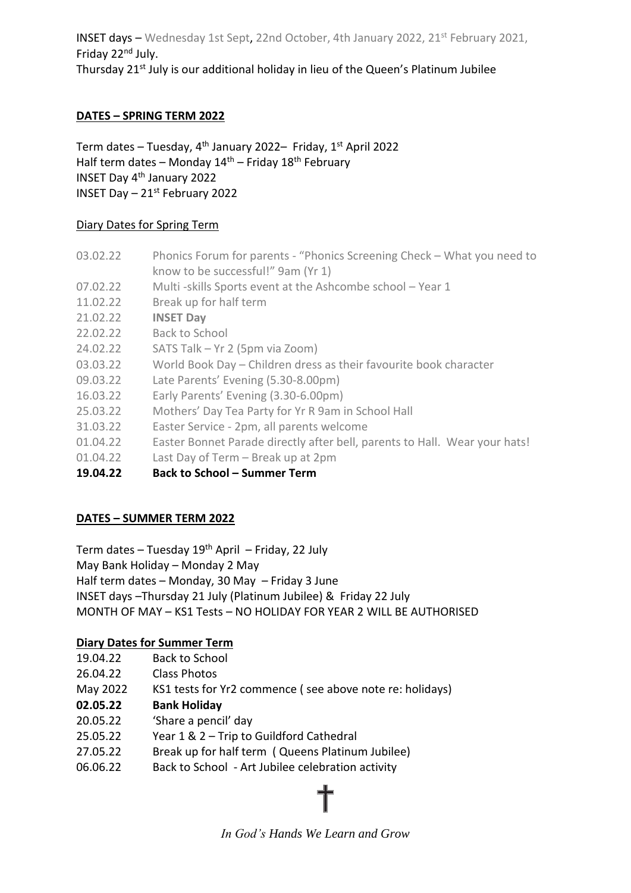INSET days – Wednesday 1st Sept, 22nd October, 4th January 2022, 21st February 2021, Friday 22nd July.
Thursday 21st July is our additional holiday in lieu of the Queen's Platinum Jubilee

## DATES – SPRING TERM 2022

Term dates – Tuesday, 4th January 2022– Friday, 1st April 2022
Half term dates – Monday 14th – Friday 18th February
INSET Day 4th January 2022
INSET Day – 21st February 2022

### Diary Dates for Spring Term

| | |
|---|---|
| 03.02.22 | Phonics Forum for parents - "Phonics Screening Check – What you need to know to be successful!" 9am (Yr 1) |
| 07.02.22 | Multi -skills Sports event at the Ashcombe school – Year 1 |
| 11.02.22 | Break up for half term |
| 21.02.22 | **INSET Day** |
| 22.02.22 | Back to School |
| 24.02.22 | SATS Talk – Yr 2 (5pm via Zoom) |
| 03.03.22 | World Book Day – Children dress as their favourite book character |
| 09.03.22 | Late Parents' Evening (5.30-8.00pm) |
| 16.03.22 | Early Parents' Evening (3.30-6.00pm) |
| 25.03.22 | Mothers' Day Tea Party for Yr R 9am in School Hall |
| 31.03.22 | Easter Service - 2pm, all parents welcome |
| 01.04.22 | Easter Bonnet Parade directly after bell, parents to Hall. Wear your hats! |
| 01.04.22 | Last Day of Term – Break up at 2pm |
| **19.04.22** | **Back to School – Summer Term** |

## DATES – SUMMER TERM 2022

Term dates – Tuesday 19th April – Friday, 22 July
May Bank Holiday – Monday 2 May
Half term dates – Monday, 30 May – Friday 3 June
INSET days –Thursday 21 July (Platinum Jubilee) & Friday 22 July
MONTH OF MAY – KS1 Tests – NO HOLIDAY FOR YEAR 2 WILL BE AUTHORISED

### Diary Dates for Summer Term

| | |
|---|---|
| 19.04.22 | Back to School |
| 26.04.22 | Class Photos |
| May 2022 | KS1 tests for Yr2 commence ( see above note re: holidays) |
| **02.05.22** | **Bank Holiday** |
| 20.05.22 | 'Share a pencil' day |
| 25.05.22 | Year 1 & 2 – Trip to Guildford Cathedral |
| 27.05.22 | Break up for half term ( Queens Platinum Jubilee) |
| 06.06.22 | Back to School - Art Jubilee celebration activity |

*In God's Hands We Learn and Grow*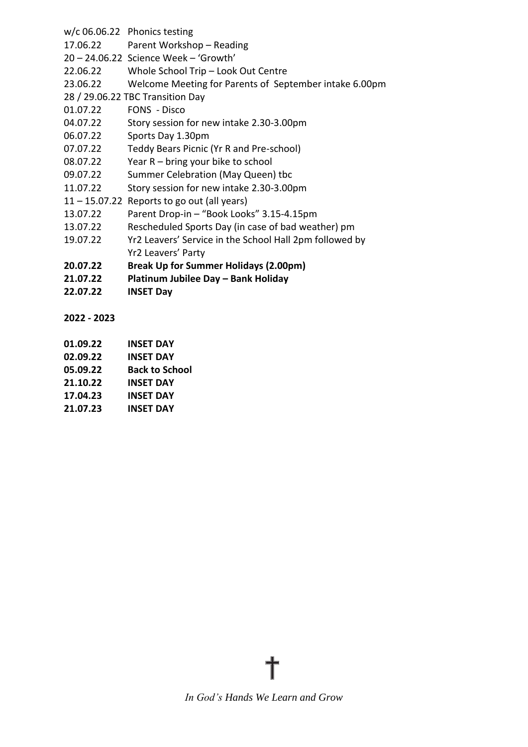w/c 06.06.22 Phonics testing
17.06.22 Parent Workshop – Reading
20 – 24.06.22 Science Week – 'Growth'
22.06.22 Whole School Trip – Look Out Centre
23.06.22 Welcome Meeting for Parents of September intake 6.00pm
28 / 29.06.22 TBC Transition Day
01.07.22 FONS - Disco
04.07.22 Story session for new intake 2.30-3.00pm
06.07.22 Sports Day 1.30pm
07.07.22 Teddy Bears Picnic (Yr R and Pre-school)
08.07.22 Year R – bring your bike to school
09.07.22 Summer Celebration (May Queen) tbc
11.07.22 Story session for new intake 2.30-3.00pm
11 – 15.07.22 Reports to go out (all years)
13.07.22 Parent Drop-in – "Book Looks" 3.15-4.15pm
13.07.22 Rescheduled Sports Day (in case of bad weather) pm
19.07.22 Yr2 Leavers' Service in the School Hall 2pm followed by Yr2 Leavers' Party
**20.07.22 Break Up for Summer Holidays (2.00pm)**
**21.07.22 Platinum Jubilee Day – Bank Holiday**
**22.07.22 INSET Day**

**2022 - 2023**

**01.09.22 INSET DAY**
**02.09.22 INSET DAY**
**05.09.22 Back to School**
**21.10.22 INSET DAY**
**17.04.23 INSET DAY**
**21.07.23 INSET DAY**

†

*In God's Hands We Learn and Grow*